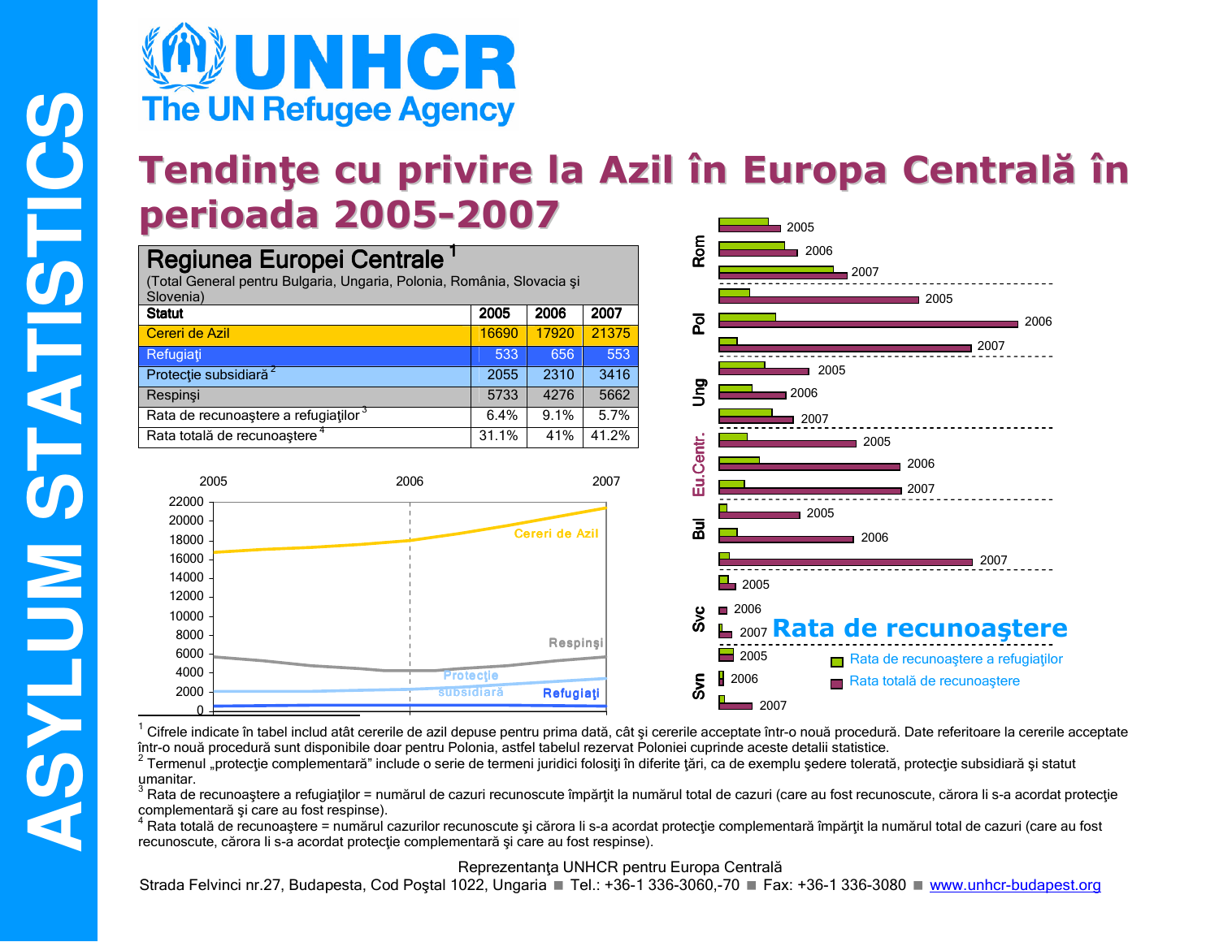# UNHCR
The UN Refugee Agency

ASYLUM STATISTICS

# Tendinţe cu privire la Azil în Europa Centrală în perioada 2005-2007

| Regiunea Europei Centrale [1] (Total General pentru Bulgaria, Ungaria, Polonia, România, Slovacia şi Slovenia) | | | |
|---|---|---|---|
| **Statut** | **2005** | **2006** | **2007** |
| Cereri de Azil | 16690 | 17920 | 21375 |
| Refugiaţi | 533 | 656 | 553 |
| Protecţie subsidiară [2] | 2055 | 2310 | 3416 |
| Respinşi | 5733 | 4276 | 5662 |
| Rata de recunoaştere a refugiaţilor [3] | 6.4% | 9.1% | 5.7% |
| Rata totală de recunoaştere [4] | 31.1% | 41% | 41.2% |

## Rata de recunoaştere

Rata de recunoaştere a refugiaţilor

Rata totală de recunoaştere

[1] Cifrele indicate în tabel includ atât cererile de azil depuse pentru prima dată, cât şi cererile acceptate într-o nouă procedură. Date referitoare la cererile acceptate într-o nouă procedură sunt disponibile doar pentru Polonia, astfel tabelul rezervat Poloniei cuprinde aceste detalii statistice.

[2] Termenul „protecţie complementară" include o serie de termeni juridici folosiţi în diferite ţări, ca de exemplu şedere tolerată, protecţie subsidiară şi statut umanitar.

[3] Rata de recunoaştere a refugiaţilor = numărul de cazuri recunoscute împărţit la numărul total de cazuri (care au fost recunoscute, cărora li s-a acordat protecţie complementară şi care au fost respinse).

[4] Rata totală de recunoaştere = numărul cazurilor recunoscute şi cărora li s-a acordat protecţie complementară împărţit la numărul total de cazuri (care au fost recunoscute, cărora li s-a acordat protecţie complementară şi care au fost respinse).

Reprezentanţa UNHCR pentru Europa Centrală

Strada Felvinci nr.27, Budapesta, Cod Poştal 1022, Ungaria ■ Tel.: +36-1 336-3060,-70 ■ Fax: +36-1 336-3080 ■ www.unhcr-budapest.org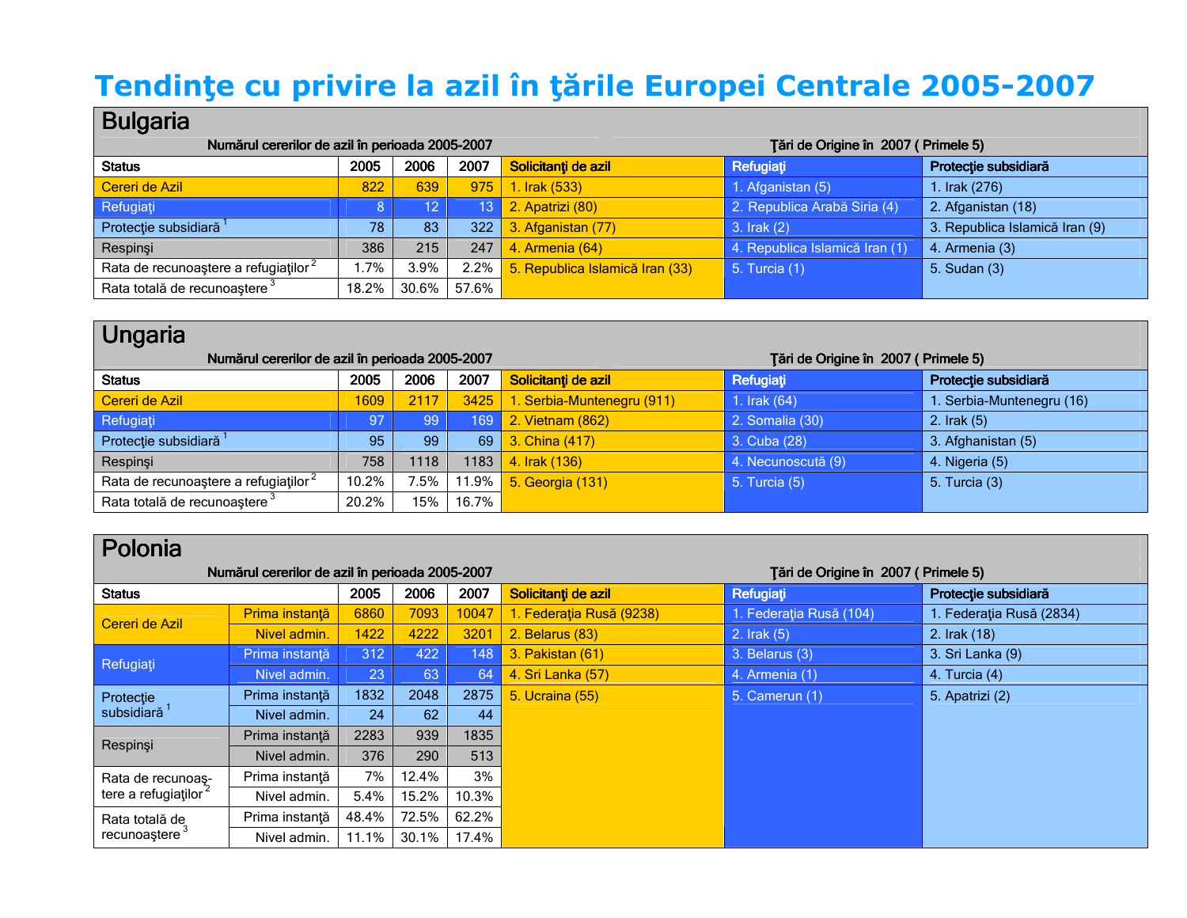# Tendinţe cu privire la azil în ţările Europei Centrale 2005-2007

## Bulgaria

| Status | 2005 | 2006 | 2007 |
|---|---|---|---|
| Cereri de Azil | 822 | 639 | 975 |
| Refugiaţi | 8 | 12 | 13 |
| Protecţie subsidiară [1] | 78 | 83 | 322 |
| Respinşi | 386 | 215 | 247 |
| Rata de recunoaştere a refugiaţilor [2] | 1.7% | 3.9% | 2.2% |
| Rata totală de recunoaştere [3] | 18.2% | 30.6% | 57.6% |

**Ţări de Origine în 2007 ( Primele 5)**

| Solicitanţi de azil | Refugiaţi | Protecţie subsidiară |
|---|---|---|
| 1. Irak (533) | 1. Afganistan (5) | 1. Irak (276) |
| 2. Apatrizi (80) | 2. Republica Arabă Siria (4) | 2. Afganistan (18) |
| 3. Afganistan (77) | 3. Irak (2) | 3. Republica Islamică Iran (9) |
| 4. Armenia (64) | 4. Republica Islamică Iran (1) | 4. Armenia (3) |
| 5. Republica Islamică Iran (33) | 5. Turcia (1) | 5. Sudan (3) |

## Ungaria

| Status | 2005 | 2006 | 2007 |
|---|---|---|---|
| Cereri de Azil | 1609 | 2117 | 3425 |
| Refugiaţi | 97 | 99 | 169 |
| Protecţie subsidiară [1] | 95 | 99 | 69 |
| Respinşi | 758 | 1118 | 1183 |
| Rata de recunoaştere a refugiaţilor [2] | 10.2% | 7.5% | 11.9% |
| Rata totală de recunoaştere [3] | 20.2% | 15% | 16.7% |

**Ţări de Origine în 2007 ( Primele 5)**

| Solicitanţi de azil | Refugiaţi | Protecţie subsidiară |
|---|---|---|
| 1. Serbia-Muntenegru (911) | 1. Irak (64) | 1. Serbia-Muntenegru (16) |
| 2. Vietnam (862) | 2. Somalia (30) | 2. Irak (5) |
| 3. China (417) | 3. Cuba (28) | 3. Afghanistan (5) |
| 4. Irak (136) | 4. Necunoscută (9) | 4. Nigeria (5) |
| 5. Georgia (131) | 5. Turcia (5) | 5. Turcia (3) |

## Polonia

| Status | | 2005 | 2006 | 2007 |
|---|---|---|---|---|
| Cereri de Azil | Prima instanţă | 6860 | 7093 | 10047 |
| | Nivel admin. | 1422 | 4222 | 3201 |
| Refugiaţi | Prima instanţă | 312 | 422 | 148 |
| | Nivel admin. | 23 | 63 | 64 |
| Protecţie subsidiară [1] | Prima instanţă | 1832 | 2048 | 2875 |
| | Nivel admin. | 24 | 62 | 44 |
| Respinşi | Prima instanţă | 2283 | 939 | 1835 |
| | Nivel admin. | 376 | 290 | 513 |
| Rata de recunoaştere a refugiaţilor [2] | Prima instanţă | 7% | 12.4% | 3% |
| | Nivel admin. | 5.4% | 15.2% | 10.3% |
| Rata totală de recunoaştere [3] | Prima instanţă | 48.4% | 72.5% | 62.2% |
| | Nivel admin. | 11.1% | 30.1% | 17.4% |

**Ţări de Origine în 2007 ( Primele 5)**

| Solicitanţi de azil | Refugiaţi | Protecţie subsidiară |
|---|---|---|
| 1. Federaţia Rusă (9238) | 1. Federaţia Rusă (104) | 1. Federaţia Rusă (2834) |
| 2. Belarus (83) | 2. Irak (5) | 2. Irak (18) |
| 3. Pakistan (61) | 3. Belarus (3) | 3. Sri Lanka (9) |
| 4. Sri Lanka (57) | 4. Armenia (1) | 4. Turcia (4) |
| 5. Ucraina (55) | 5. Camerun (1) | 5. Apatrizi (2) |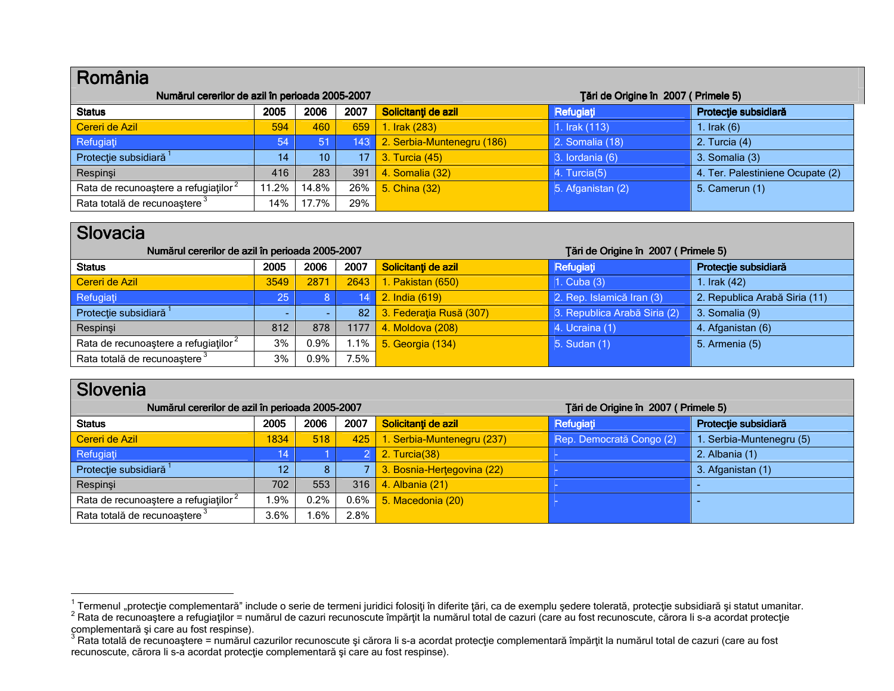## România

| Numărul cererilor de azil în perioada 2005-2007 | | | | Ţări de Origine în 2007 ( Primele 5) | | |
|---|---|---|---|---|---|---|
| **Status** | **2005** | **2006** | **2007** | **Solicitanţi de azil** | **Refugiaţi** | **Protecţie subsidiară** |
| Cereri de Azil | 594 | 460 | 659 | 1. Irak (283) | 1. Irak (113) | 1. Irak (6) |
| Refugiaţi | 54 | 51 | 143 | 2. Serbia-Muntenegru (186) | 2. Somalia (18) | 2. Turcia (4) |
| Protecţie subsidiară [1] | 14 | 10 | 17 | 3. Turcia (45) | 3. Iordania (6) | 3. Somalia (3) |
| Respinşi | 416 | 283 | 391 | 4. Somalia (32) | 4. Turcia(5) | 4. Ter. Palestiniene Ocupate (2) |
| Rata de recunoaştere a refugiaţilor [2] | 11.2% | 14.8% | 26% | 5. China (32) | 5. Afganistan (2) | 5. Camerun (1) |
| Rata totală de recunoaştere [3] | 14% | 17.7% | 29% | | | |

## Slovacia

| Numărul cererilor de azil în perioada 2005-2007 | | | | Ţări de Origine în 2007 ( Primele 5) | | |
|---|---|---|---|---|---|---|
| **Status** | **2005** | **2006** | **2007** | **Solicitanţi de azil** | **Refugiaţi** | **Protecţie subsidiară** |
| Cereri de Azil | 3549 | 2871 | 2643 | 1. Pakistan (650) | 1. Cuba (3) | 1. Irak (42) |
| Refugiaţi | 25 | 8 | 14 | 2. India (619) | 2. Rep. Islamică Iran (3) | 2. Republica Arabă Siria (11) |
| Protecţie subsidiară [1] | - | - | 82 | 3. Federaţia Rusă (307) | 3. Republica Arabă Siria (2) | 3. Somalia (9) |
| Respinşi | 812 | 878 | 1177 | 4. Moldova (208) | 4. Ucraina (1) | 4. Afganistan (6) |
| Rata de recunoaştere a refugiaţilor [2] | 3% | 0.9% | 1.1% | 5. Georgia (134) | 5. Sudan (1) | 5. Armenia (5) |
| Rata totală de recunoaştere [3] | 3% | 0.9% | 7.5% | | | |

## Slovenia

| Numărul cererilor de azil în perioada 2005-2007 | | | | Ţări de Origine în 2007 ( Primele 5) | | |
|---|---|---|---|---|---|---|
| **Status** | **2005** | **2006** | **2007** | **Solicitanţi de azil** | **Refugiaţi** | **Protecţie subsidiară** |
| Cereri de Azil | 1834 | 518 | 425 | 1. Serbia-Muntenegru (237) | Rep. Democrată Congo (2) | 1. Serbia-Muntenegru (5) |
| Refugiaţi | 14 | 1 | 2 | 2. Turcia(38) | - | 2. Albania (1) |
| Protecţie subsidiară [1] | 12 | 8 | 7 | 3. Bosnia-Herţegovina (22) | - | 3. Afganistan (1) |
| Respinşi | 702 | 553 | 316 | 4. Albania (21) | - | - |
| Rata de recunoaştere a refugiaţilor [2] | 1.9% | 0.2% | 0.6% | 5. Macedonia (20) | - | - |
| Rata totală de recunoaştere [3] | 3.6% | 1.6% | 2.8% | | | |

---

[1] Termenul „protecţie complementară" include o serie de termeni juridici folosiţi în diferite ţări, ca de exemplu şedere tolerată, protecţie subsidiară şi statut umanitar.
[2] Rata de recunoaştere a refugiaţilor = numărul de cazuri recunoscute împărţit la numărul total de cazuri (care au fost recunoscute, cărora li s-a acordat protecţie complementară şi care au fost respinse).
[3] Rata totală de recunoaştere = numărul cazurilor recunoscute şi cărora li s-a acordat protecţie complementară împărţit la numărul total de cazuri (care au fost recunoscute, cărora li s-a acordat protecţie complementară şi care au fost respinse).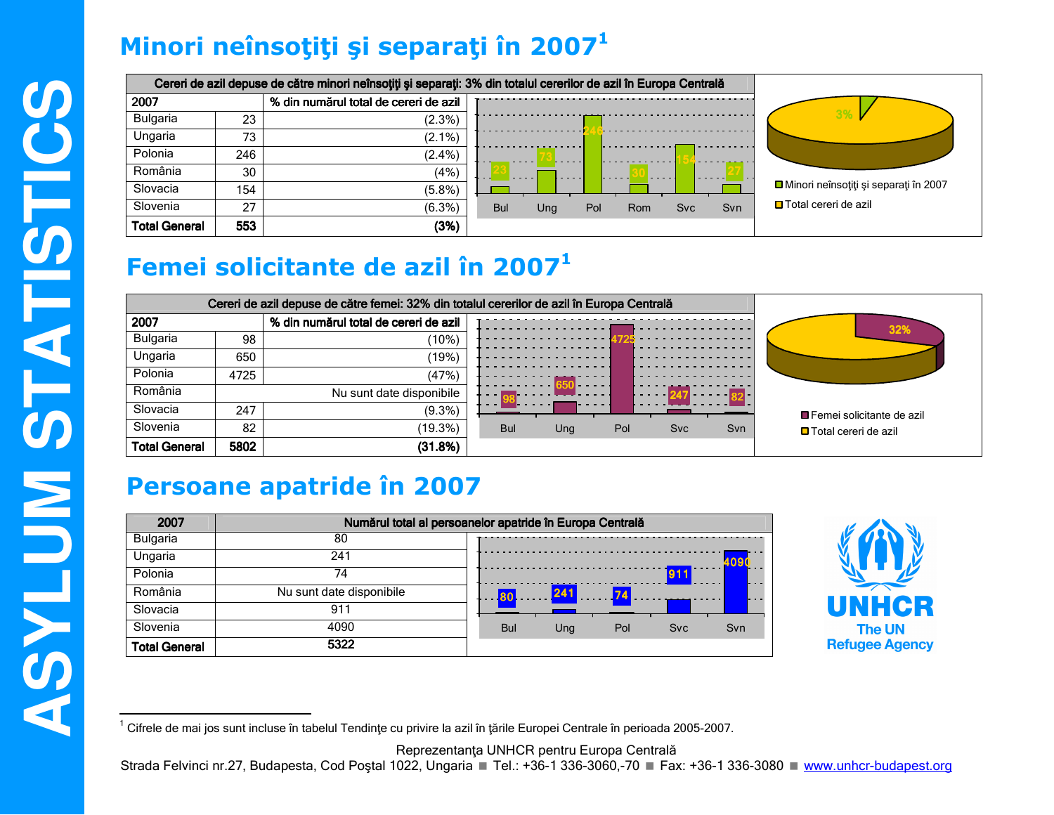ASYLUM STATISTICS

## Minori neînsoţiţi şi separaţi în 2007[1]

| Cereri de azil depuse de către minori neînsoţiţi şi separaţi: 3% din totalul cererilor de azil în Europa Centrală | | |
|---|---|---|
| **2007** | | **% din numărul total de cereri de azil** |
| Bulgaria | 23 | (2.3%) |
| Ungaria | 73 | (2.1%) |
| Polonia | 246 | (2.4%) |
| România | 30 | (4%) |
| Slovacia | 154 | (5.8%) |
| Slovenia | 27 | (6.3%) |
| **Total General** | **553** | **(3%)** |

23 73 246 30 154 27

Bul Ung Pol Rom Svc Svn

3%

Minori neînsoţiţi şi separaţi în 2007

Total cereri de azil

## Femei solicitante de azil în 2007[1]

| Cereri de azil depuse de către femei: 32% din totalul cererilor de azil în Europa Centrală | | |
|---|---|---|
| **2007** | | **% din numărul total de cereri de azil** |
| Bulgaria | 98 | (10%) |
| Ungaria | 650 | (19%) |
| Polonia | 4725 | (47%) |
| România | | Nu sunt date disponibile |
| Slovacia | 247 | (9.3%) |
| Slovenia | 82 | (19.3%) |
| **Total General** | **5802** | **(31.8%)** |

98 650 4725 247 82

Bul Ung Pol Svc Svn

32%

Femei solicitante de azil

Total cereri de azil

## Persoane apatride în 2007

| **2007** | **Numărul total al persoanelor apatride în Europa Centrală** |
|---|---|
| Bulgaria | 80 |
| Ungaria | 241 |
| Polonia | 74 |
| România | Nu sunt date disponibile |
| Slovacia | 911 |
| Slovenia | 4090 |
| **Total General** | **5322** |

80 241 74 911 4090

Bul Ung Pol Svc Svn

UNHCR
The UN Refugee Agency

[1] Cifrele de mai jos sunt incluse în tabelul Tendinţe cu privire la azil în ţările Europei Centrale în perioada 2005-2007.

Reprezentanţa UNHCR pentru Europa Centrală
Strada Felvinci nr.27, Budapesta, Cod Poştal 1022, Ungaria ■ Tel.: +36-1 336-3060,-70 ■ Fax: +36-1 336-3080 ■ www.unhcr-budapest.org